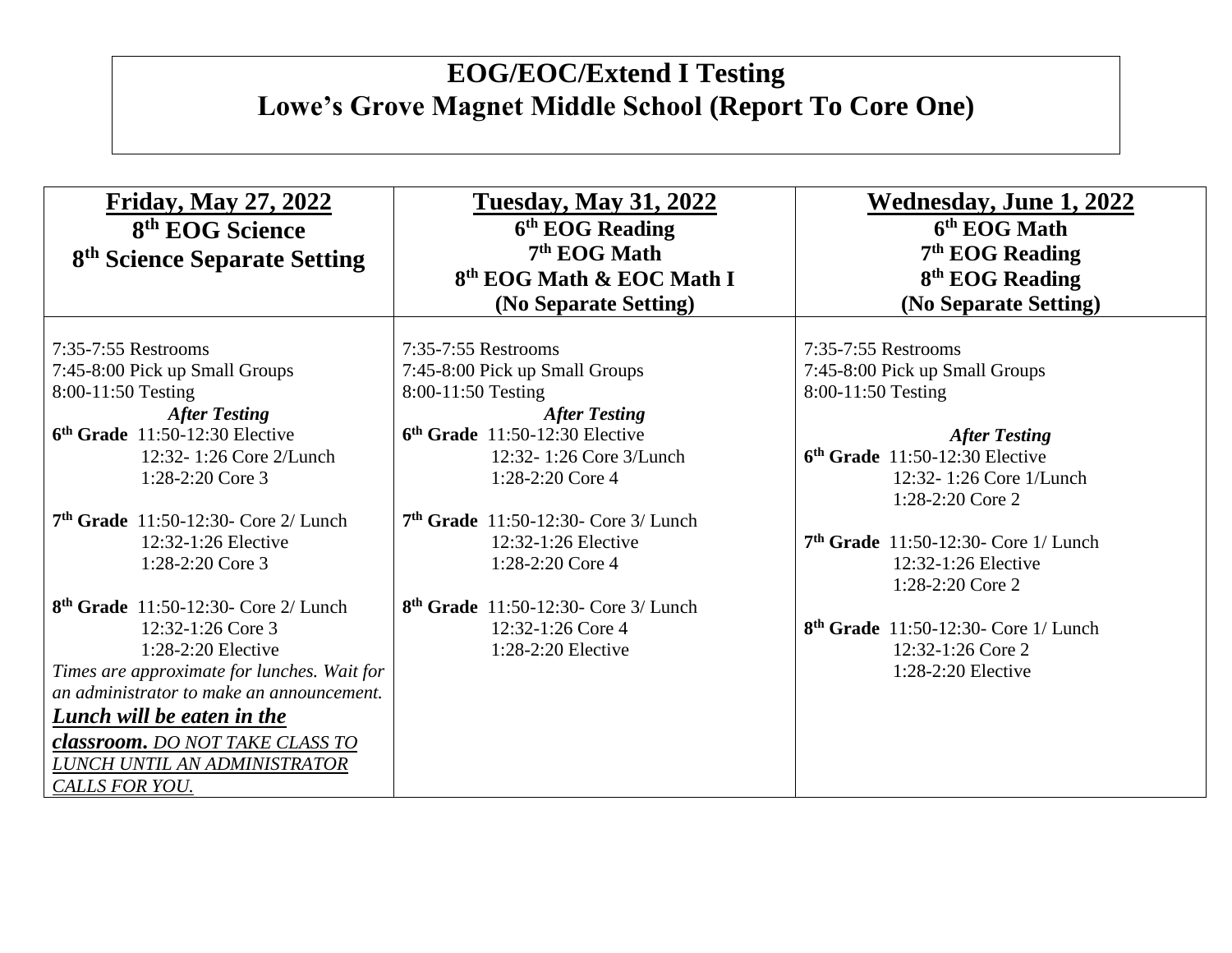# EOG/EOC/Extend I Testing
# Lowe's Grove Magnet Middle School (Report To Core One)

| **Friday, May 27, 2022**<br>**8th EOG Science**<br>**8th Science Separate Setting** | **Tuesday, May 31, 2022**<br>**6th EOG Reading**<br>**7th EOG Math**<br>**8th EOG Math & EOC Math I**<br>**(No Separate Setting)** | **Wednesday, June 1, 2022**<br>**6th EOG Math**<br>**7th EOG Reading**<br>**8th EOG Reading**<br>**(No Separate Setting)** |
|---|---|---|
| 7:35-7:55 Restrooms<br>7:45-8:00 Pick up Small Groups<br>8:00-11:50 Testing<br>***After Testing***<br>**6th Grade** 11:50-12:30 Elective<br>12:32- 1:26 Core 2/Lunch<br>1:28-2:20 Core 3<br><br>**7th Grade** 11:50-12:30- Core 2/ Lunch<br>12:32-1:26 Elective<br>1:28-2:20 Core 3<br><br>**8th Grade** 11:50-12:30- Core 2/ Lunch<br>12:32-1:26 Core 3<br>1:28-2:20 Elective<br>*Times are approximate for lunches. Wait for an administrator to make an announcement.*<br>***Lunch will be eaten in the classroom.*** *DO NOT TAKE CLASS TO LUNCH UNTIL AN ADMINISTRATOR CALLS FOR YOU.* | 7:35-7:55 Restrooms<br>7:45-8:00 Pick up Small Groups<br>8:00-11:50 Testing<br>***After Testing***<br>**6th Grade** 11:50-12:30 Elective<br>12:32- 1:26 Core 3/Lunch<br>1:28-2:20 Core 4<br><br>**7th Grade** 11:50-12:30- Core 3/ Lunch<br>12:32-1:26 Elective<br>1:28-2:20 Core 4<br><br>**8th Grade** 11:50-12:30- Core 3/ Lunch<br>12:32-1:26 Core 4<br>1:28-2:20 Elective | 7:35-7:55 Restrooms<br>7:45-8:00 Pick up Small Groups<br>8:00-11:50 Testing<br><br>***After Testing***<br>**6th Grade** 11:50-12:30 Elective<br>12:32- 1:26 Core 1/Lunch<br>1:28-2:20 Core 2<br><br>**7th Grade** 11:50-12:30- Core 1/ Lunch<br>12:32-1:26 Elective<br>1:28-2:20 Core 2<br><br>**8th Grade** 11:50-12:30- Core 1/ Lunch<br>12:32-1:26 Core 2<br>1:28-2:20 Elective |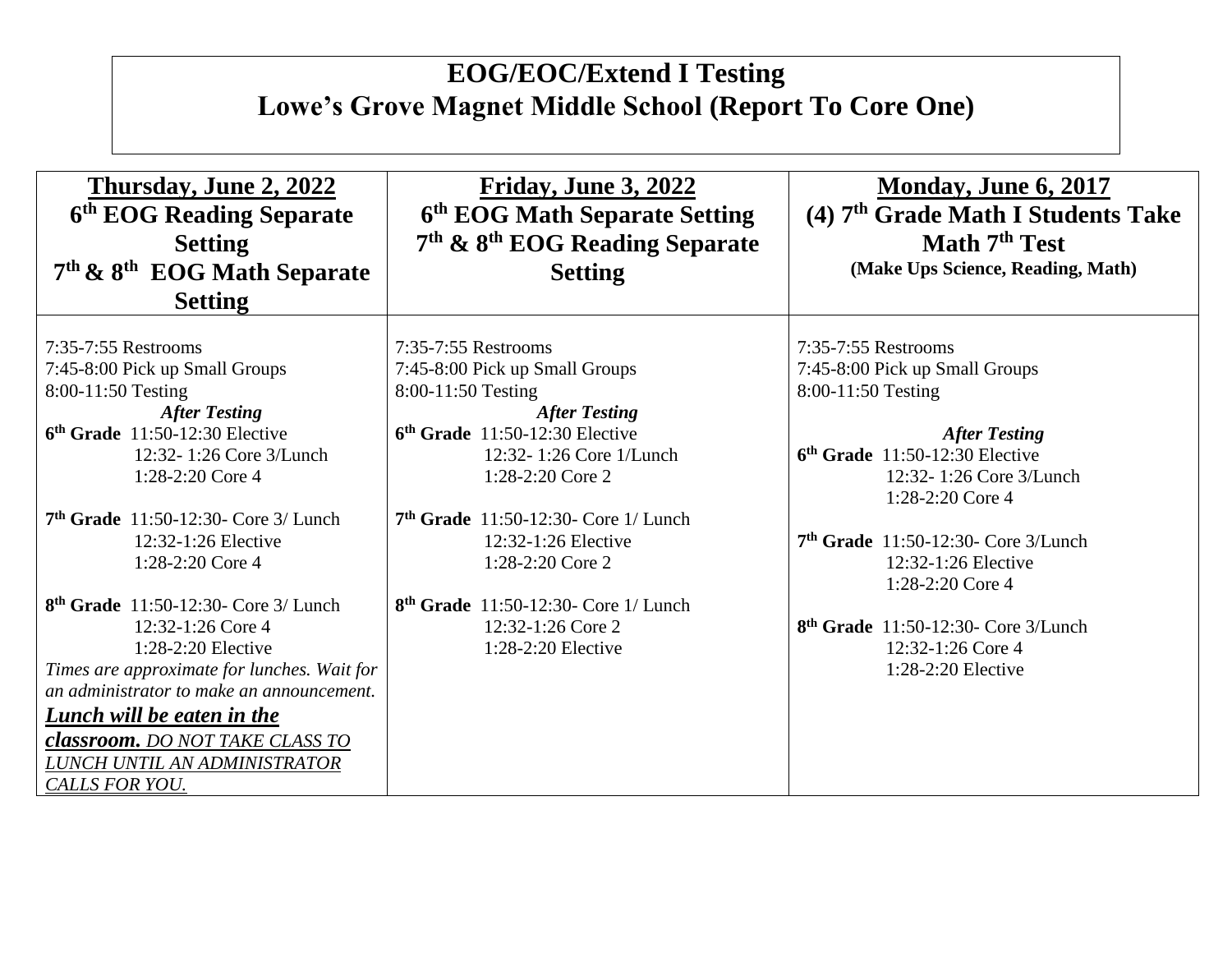# EOG/EOC/Extend I Testing
# Lowe's Grove Magnet Middle School (Report To Core One)

| **Thursday, June 2, 2022**<br>**6th EOG Reading Separate Setting**<br>**7th & 8th EOG Math Separate Setting** | **Friday, June 3, 2022**<br>**6th EOG Math Separate Setting**<br>**7th & 8th EOG Reading Separate Setting** | **Monday, June 6, 2017**<br>**(4) 7th Grade Math I Students Take Math 7th Test**<br>**(Make Ups Science, Reading, Math)** |
|---|---|---|
| 7:35-7:55 Restrooms<br>7:45-8:00 Pick up Small Groups<br>8:00-11:50 Testing<br>***After Testing***<br>**6th Grade** 11:50-12:30 Elective<br>12:32- 1:26 Core 3/Lunch<br>1:28-2:20 Core 4<br><br>**7th Grade** 11:50-12:30- Core 3/ Lunch<br>12:32-1:26 Elective<br>1:28-2:20 Core 4<br><br>**8th Grade** 11:50-12:30- Core 3/ Lunch<br>12:32-1:26 Core 4<br>1:28-2:20 Elective<br>*Times are approximate for lunches. Wait for an administrator to make an announcement.*<br>***Lunch will be eaten in the classroom.*** *DO NOT TAKE CLASS TO LUNCH UNTIL AN ADMINISTRATOR CALLS FOR YOU.* | 7:35-7:55 Restrooms<br>7:45-8:00 Pick up Small Groups<br>8:00-11:50 Testing<br>***After Testing***<br>**6th Grade** 11:50-12:30 Elective<br>12:32- 1:26 Core 1/Lunch<br>1:28-2:20 Core 2<br><br>**7th Grade** 11:50-12:30- Core 1/ Lunch<br>12:32-1:26 Elective<br>1:28-2:20 Core 2<br><br>**8th Grade** 11:50-12:30- Core 1/ Lunch<br>12:32-1:26 Core 2<br>1:28-2:20 Elective | 7:35-7:55 Restrooms<br>7:45-8:00 Pick up Small Groups<br>8:00-11:50 Testing<br><br>***After Testing***<br>**6th Grade** 11:50-12:30 Elective<br>12:32- 1:26 Core 3/Lunch<br>1:28-2:20 Core 4<br><br>**7th Grade** 11:50-12:30- Core 3/Lunch<br>12:32-1:26 Elective<br>1:28-2:20 Core 4<br><br>**8th Grade** 11:50-12:30- Core 3/Lunch<br>12:32-1:26 Core 4<br>1:28-2:20 Elective |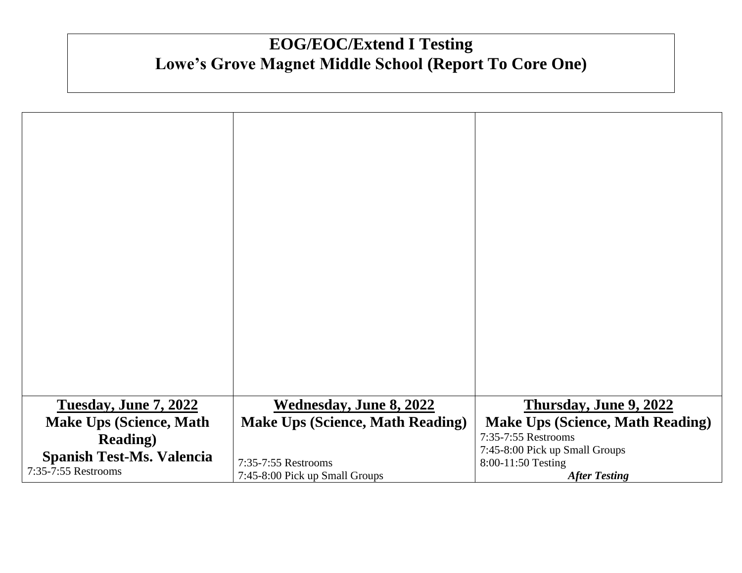**EOG/EOC/Extend I Testing**
**Lowe's Grove Magnet Middle School (Report To Core One)**

| | | |
|---|---|---|
| **Tuesday, June 7, 2022**<br>**Make Ups (Science, Math Reading)**<br>**Spanish Test-Ms. Valencia**<br>7:35-7:55 Restrooms | **Wednesday, June 8, 2022**<br>**Make Ups (Science, Math Reading)**<br>7:35-7:55 Restrooms<br>7:45-8:00 Pick up Small Groups | **Thursday, June 9, 2022**<br>**Make Ups (Science, Math Reading)**<br>7:35-7:55 Restrooms<br>7:45-8:00 Pick up Small Groups<br>8:00-11:50 Testing<br>***After Testing*** |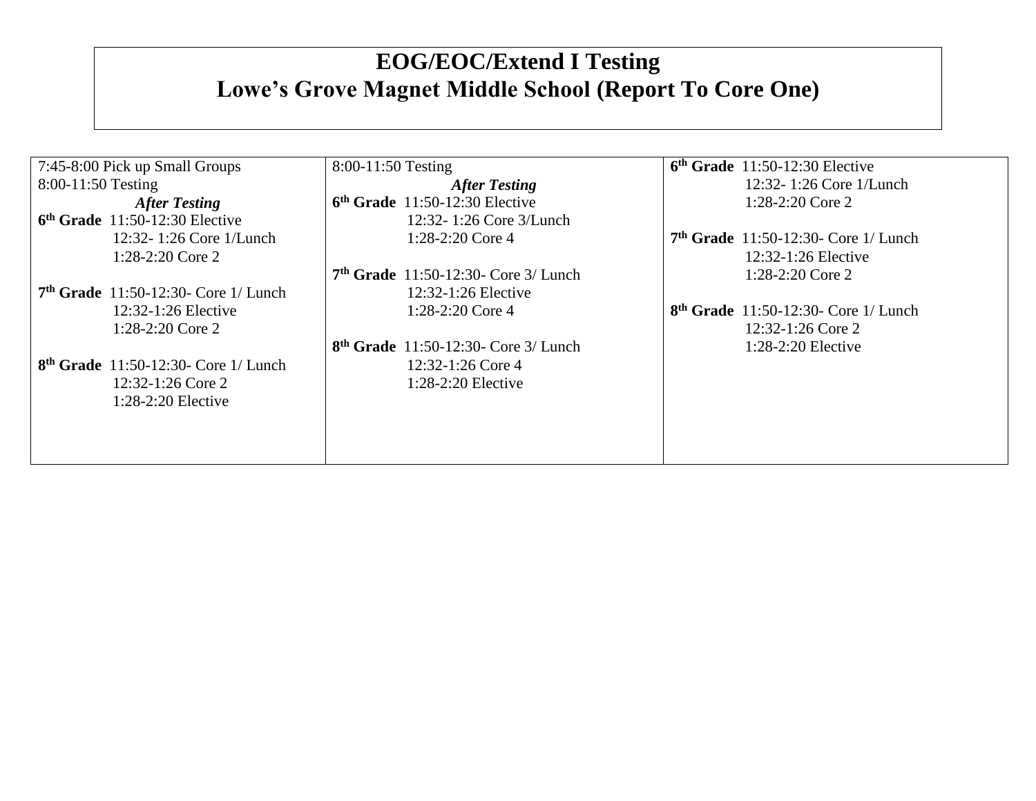# EOG/EOC/Extend I Testing
# Lowe's Grove Magnet Middle School (Report To Core One)

| | | |
|---|---|---|
| 7:45-8:00 Pick up Small Groups<br>8:00-11:50 Testing<br>***After Testing***<br>**6th Grade** 11:50-12:30 Elective<br>12:32- 1:26 Core 1/Lunch<br>1:28-2:20 Core 2<br><br>**7th Grade** 11:50-12:30- Core 1/ Lunch<br>12:32-1:26 Elective<br>1:28-2:20 Core 2<br><br>**8th Grade** 11:50-12:30- Core 1/ Lunch<br>12:32-1:26 Core 2<br>1:28-2:20 Elective | 8:00-11:50 Testing<br>***After Testing***<br>**6th Grade** 11:50-12:30 Elective<br>12:32- 1:26 Core 3/Lunch<br>1:28-2:20 Core 4<br><br>**7th Grade** 11:50-12:30- Core 3/ Lunch<br>12:32-1:26 Elective<br>1:28-2:20 Core 4<br><br>**8th Grade** 11:50-12:30- Core 3/ Lunch<br>12:32-1:26 Core 4<br>1:28-2:20 Elective | **6th Grade** 11:50-12:30 Elective<br>12:32- 1:26 Core 1/Lunch<br>1:28-2:20 Core 2<br><br>**7th Grade** 11:50-12:30- Core 1/ Lunch<br>12:32-1:26 Elective<br>1:28-2:20 Core 2<br><br>**8th Grade** 11:50-12:30- Core 1/ Lunch<br>12:32-1:26 Core 2<br>1:28-2:20 Elective |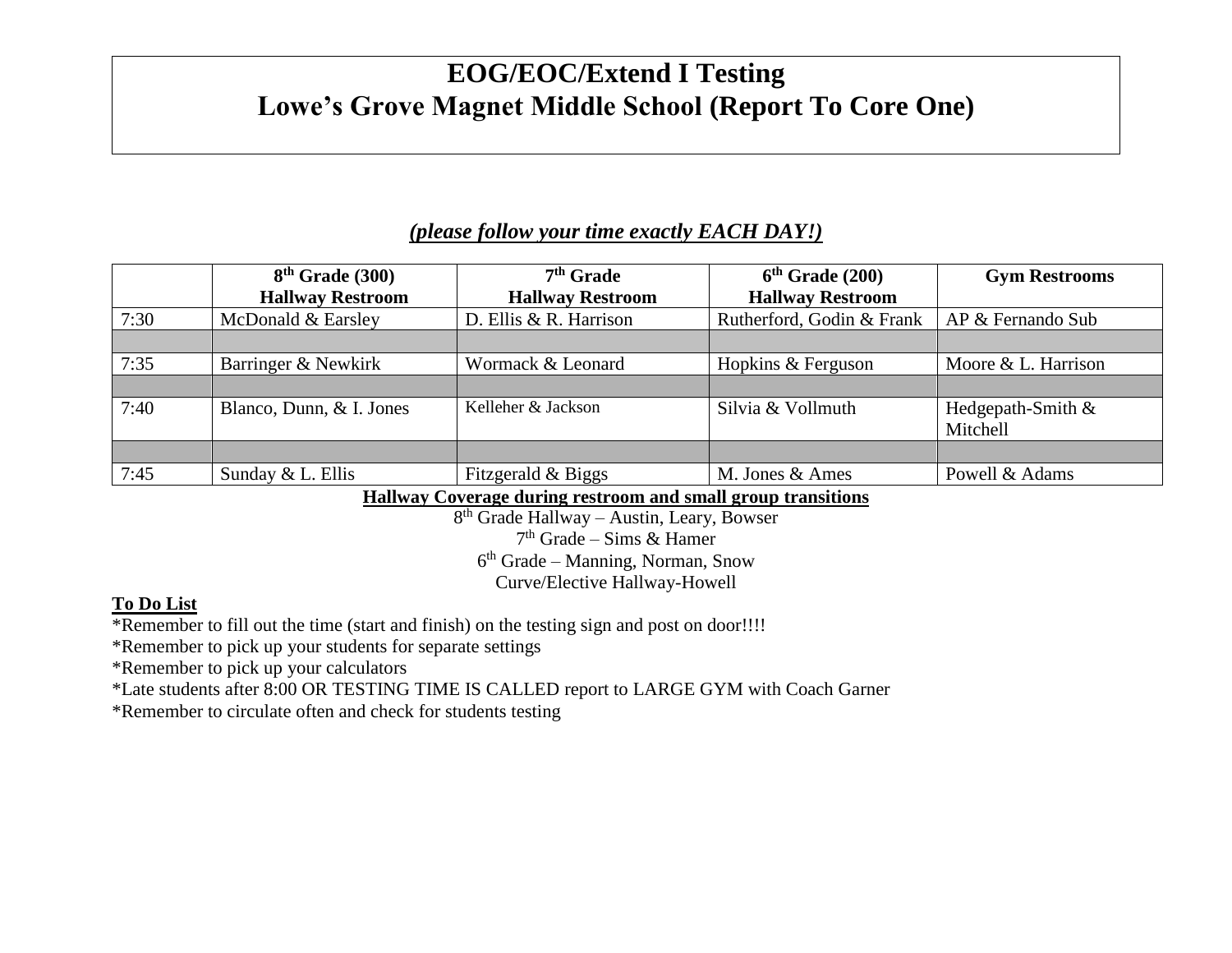# EOG/EOC/Extend I Testing
# Lowe's Grove Magnet Middle School (Report To Core One)

***(please follow your time exactly EACH DAY!)***

| | 8th Grade (300) Hallway Restroom | 7th Grade Hallway Restroom | 6th Grade (200) Hallway Restroom | Gym Restrooms |
|---|---|---|---|---|
| 7:30 | McDonald & Earsley | D. Ellis & R. Harrison | Rutherford, Godin & Frank | AP & Fernando Sub |
| | | | | |
| 7:35 | Barringer & Newkirk | Wormack & Leonard | Hopkins & Ferguson | Moore & L. Harrison |
| | | | | |
| 7:40 | Blanco, Dunn, & I. Jones | Kelleher & Jackson | Silvia & Vollmuth | Hedgepath-Smith & Mitchell |
| | | | | |
| 7:45 | Sunday & L. Ellis | Fitzgerald & Biggs | M. Jones & Ames | Powell & Adams |

**Hallway Coverage during restroom and small group transitions**

8th Grade Hallway – Austin, Leary, Bowser

7th Grade – Sims & Hamer

6th Grade – Manning, Norman, Snow

Curve/Elective Hallway-Howell

**To Do List**

*Remember to fill out the time (start and finish) on the testing sign and post on door!!!!

*Remember to pick up your students for separate settings

*Remember to pick up your calculators

*Late students after 8:00 OR TESTING TIME IS CALLED report to LARGE GYM with Coach Garner

*Remember to circulate often and check for students testing